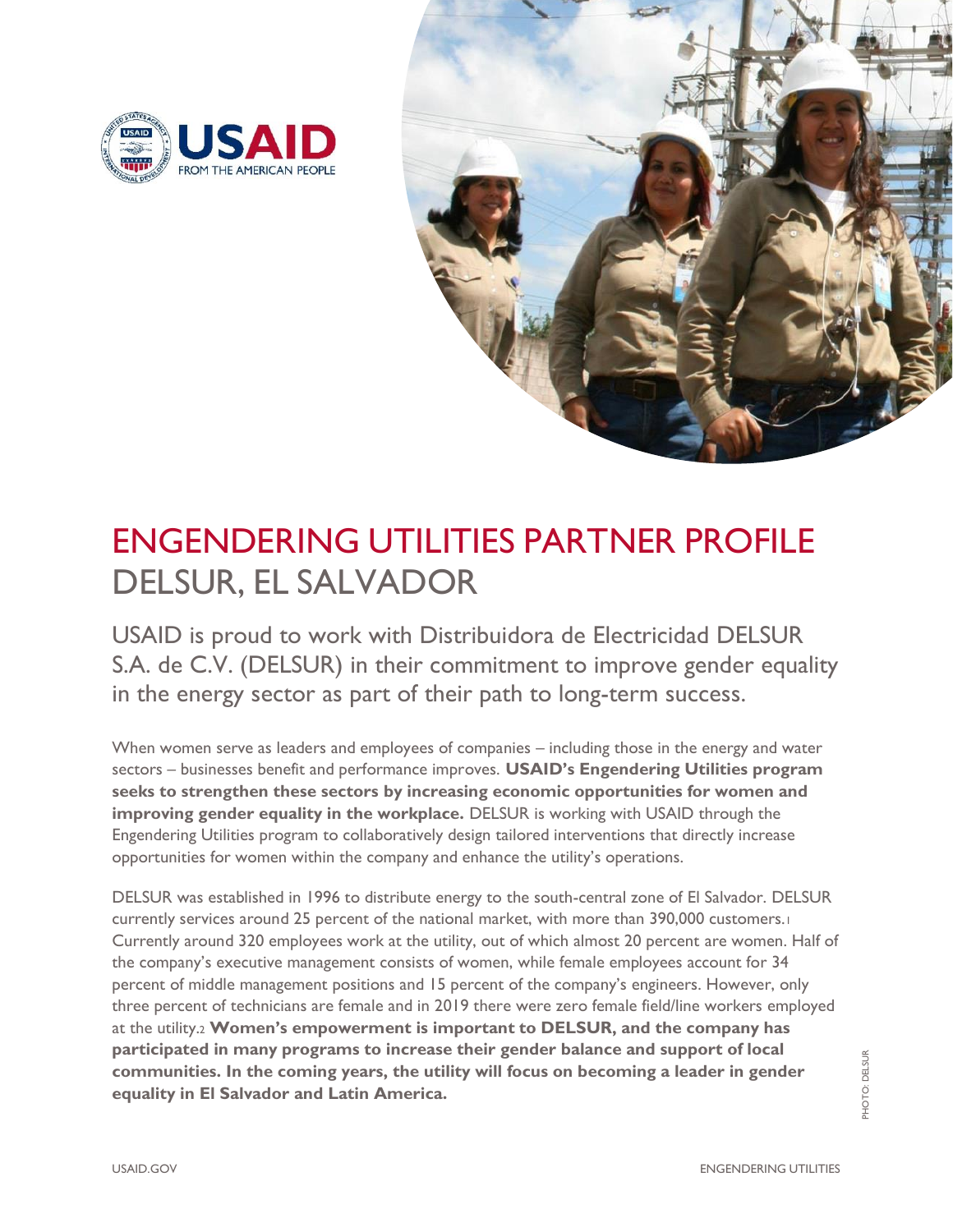# ENGENDERING UTILITIES PARTNER PROFILE

## DELSUR, EL SALVADOR

USAID is proud to work with Distribuidora de Electricidad DELSUR S.A. de C.V. (DELSUR) in their commitment to improve gender equality in the energy sector as part of their path to long-term success.

When women serve as leaders and employees of companies – including those in the energy and water sectors – businesses benefit and performance improves. **USAID's Engendering Utilities program seeks to strengthen these sectors by increasing economic opportunities for women and improving gender equality in the workplace.** DELSUR is working with USAID through the Engendering Utilities program to collaboratively design tailored interventions that directly increase opportunities for women within the company and enhance the utility's operations.

DELSUR was established in 1996 to distribute energy to the south-central zone of El Salvador. DELSUR currently services around 25 percent of the national market, with more than 390,000 customers.[1] Currently around 320 employees work at the utility, out of which almost 20 percent are women. Half of the company's executive management consists of women, while female employees account for 34 percent of middle management positions and 15 percent of the company's engineers. However, only three percent of technicians are female and in 2019 there were zero female field/line workers employed at the utility.[2] **Women's empowerment is important to DELSUR, and the company has participated in many programs to increase their gender balance and support of local communities. In the coming years, the utility will focus on becoming a leader in gender equality in El Salvador and Latin America.**

PHOTO: DELSUR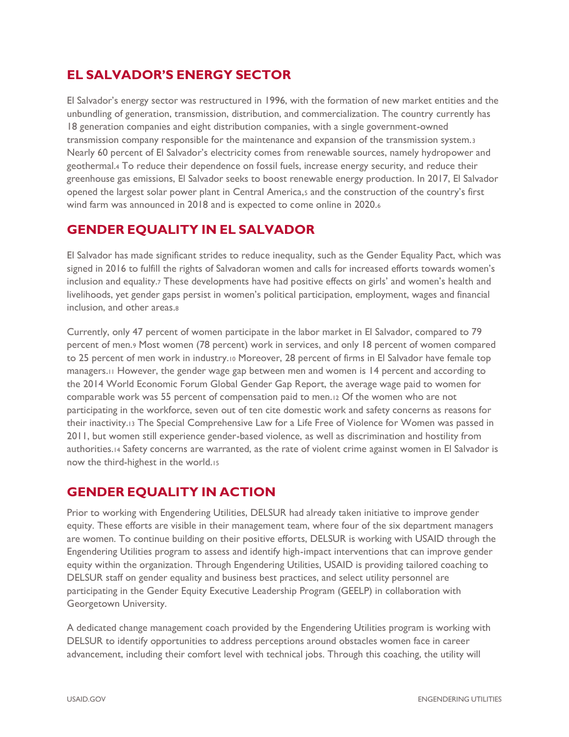## EL SALVADOR'S ENERGY SECTOR

El Salvador's energy sector was restructured in 1996, with the formation of new market entities and the unbundling of generation, transmission, distribution, and commercialization. The country currently has 18 generation companies and eight distribution companies, with a single government-owned transmission company responsible for the maintenance and expansion of the transmission system.[3] Nearly 60 percent of El Salvador's electricity comes from renewable sources, namely hydropower and geothermal.[4] To reduce their dependence on fossil fuels, increase energy security, and reduce their greenhouse gas emissions, El Salvador seeks to boost renewable energy production. In 2017, El Salvador opened the largest solar power plant in Central America,[5] and the construction of the country's first wind farm was announced in 2018 and is expected to come online in 2020.[6]

## GENDER EQUALITY IN EL SALVADOR

El Salvador has made significant strides to reduce inequality, such as the Gender Equality Pact, which was signed in 2016 to fulfill the rights of Salvadoran women and calls for increased efforts towards women's inclusion and equality.[7] These developments have had positive effects on girls' and women's health and livelihoods, yet gender gaps persist in women's political participation, employment, wages and financial inclusion, and other areas.[8]

Currently, only 47 percent of women participate in the labor market in El Salvador, compared to 79 percent of men.[9] Most women (78 percent) work in services, and only 18 percent of women compared to 25 percent of men work in industry.[10] Moreover, 28 percent of firms in El Salvador have female top managers.[11] However, the gender wage gap between men and women is 14 percent and according to the 2014 World Economic Forum Global Gender Gap Report, the average wage paid to women for comparable work was 55 percent of compensation paid to men.[12] Of the women who are not participating in the workforce, seven out of ten cite domestic work and safety concerns as reasons for their inactivity.[13] The Special Comprehensive Law for a Life Free of Violence for Women was passed in 2011, but women still experience gender-based violence, as well as discrimination and hostility from authorities.[14] Safety concerns are warranted, as the rate of violent crime against women in El Salvador is now the third-highest in the world.[15]

## GENDER EQUALITY IN ACTION

Prior to working with Engendering Utilities, DELSUR had already taken initiative to improve gender equity. These efforts are visible in their management team, where four of the six department managers are women. To continue building on their positive efforts, DELSUR is working with USAID through the Engendering Utilities program to assess and identify high-impact interventions that can improve gender equity within the organization. Through Engendering Utilities, USAID is providing tailored coaching to DELSUR staff on gender equality and business best practices, and select utility personnel are participating in the Gender Equity Executive Leadership Program (GEELP) in collaboration with Georgetown University.

A dedicated change management coach provided by the Engendering Utilities program is working with DELSUR to identify opportunities to address perceptions around obstacles women face in career advancement, including their comfort level with technical jobs. Through this coaching, the utility will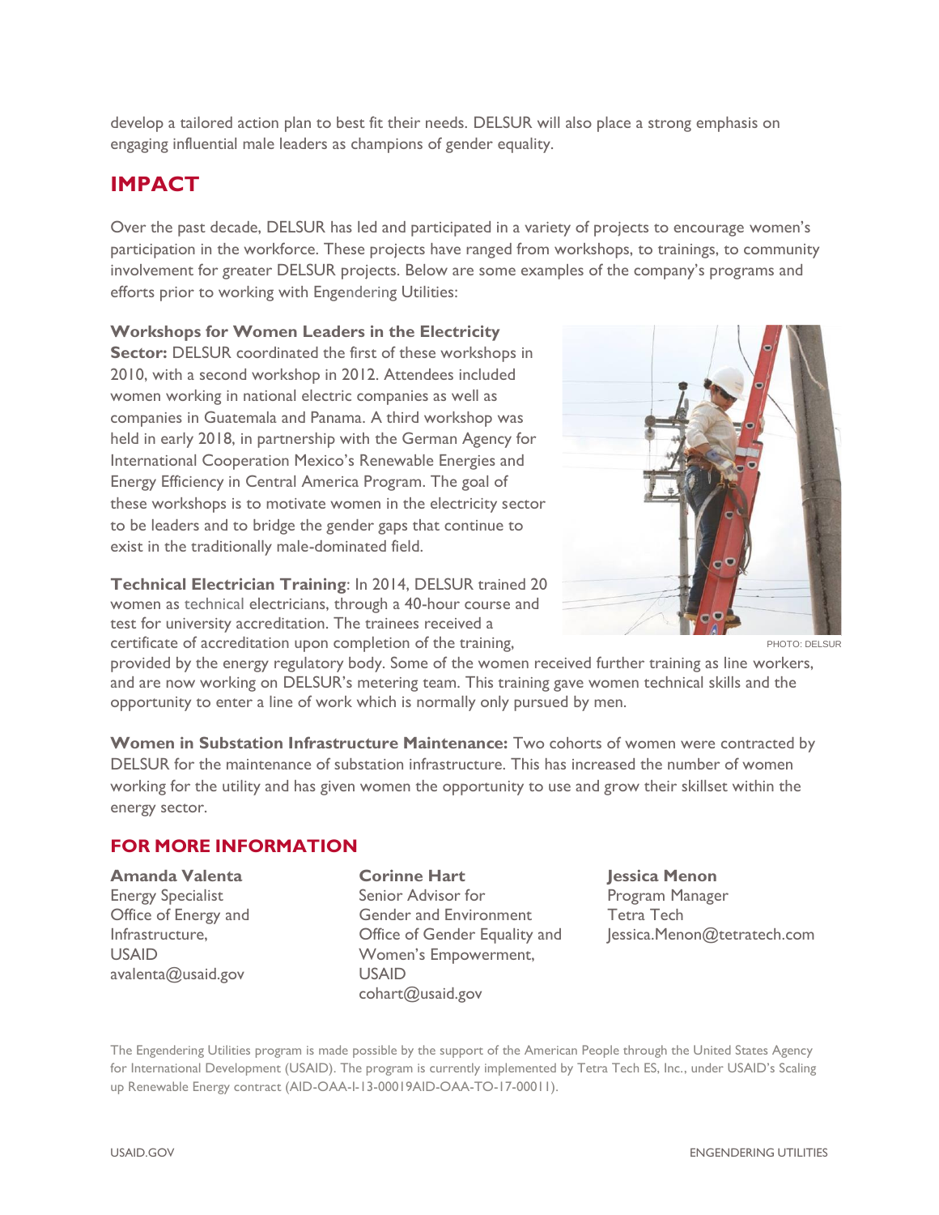develop a tailored action plan to best fit their needs. DELSUR will also place a strong emphasis on engaging influential male leaders as champions of gender equality.

## IMPACT

Over the past decade, DELSUR has led and participated in a variety of projects to encourage women's participation in the workforce. These projects have ranged from workshops, to trainings, to community involvement for greater DELSUR projects. Below are some examples of the company's programs and efforts prior to working with Engendering Utilities:

**Workshops for Women Leaders in the Electricity Sector:** DELSUR coordinated the first of these workshops in 2010, with a second workshop in 2012. Attendees included women working in national electric companies as well as companies in Guatemala and Panama. A third workshop was held in early 2018, in partnership with the German Agency for International Cooperation Mexico's Renewable Energies and Energy Efficiency in Central America Program. The goal of these workshops is to motivate women in the electricity sector to be leaders and to bridge the gender gaps that continue to exist in the traditionally male-dominated field.

**Technical Electrician Training**: In 2014, DELSUR trained 20 women as technical electricians, through a 40-hour course and test for university accreditation. The trainees received a certificate of accreditation upon completion of the training, provided by the energy regulatory body. Some of the women received further training as line workers, and are now working on DELSUR's metering team. This training gave women technical skills and the opportunity to enter a line of work which is normally only pursued by men.

PHOTO: DELSUR

**Women in Substation Infrastructure Maintenance:** Two cohorts of women were contracted by DELSUR for the maintenance of substation infrastructure. This has increased the number of women working for the utility and has given women the opportunity to use and grow their skillset within the energy sector.

### FOR MORE INFORMATION

**Amanda Valenta**
Energy Specialist
Office of Energy and Infrastructure,
USAID
avalenta@usaid.gov

**Corinne Hart**
Senior Advisor for Gender and Environment
Office of Gender Equality and Women's Empowerment,
USAID
cohart@usaid.gov

**Jessica Menon**
Program Manager
Tetra Tech
Jessica.Menon@tetratech.com

The Engendering Utilities program is made possible by the support of the American People through the United States Agency for International Development (USAID). The program is currently implemented by Tetra Tech ES, Inc., under USAID's Scaling up Renewable Energy contract (AID-OAA-I-13-00019AID-OAA-TO-17-00011).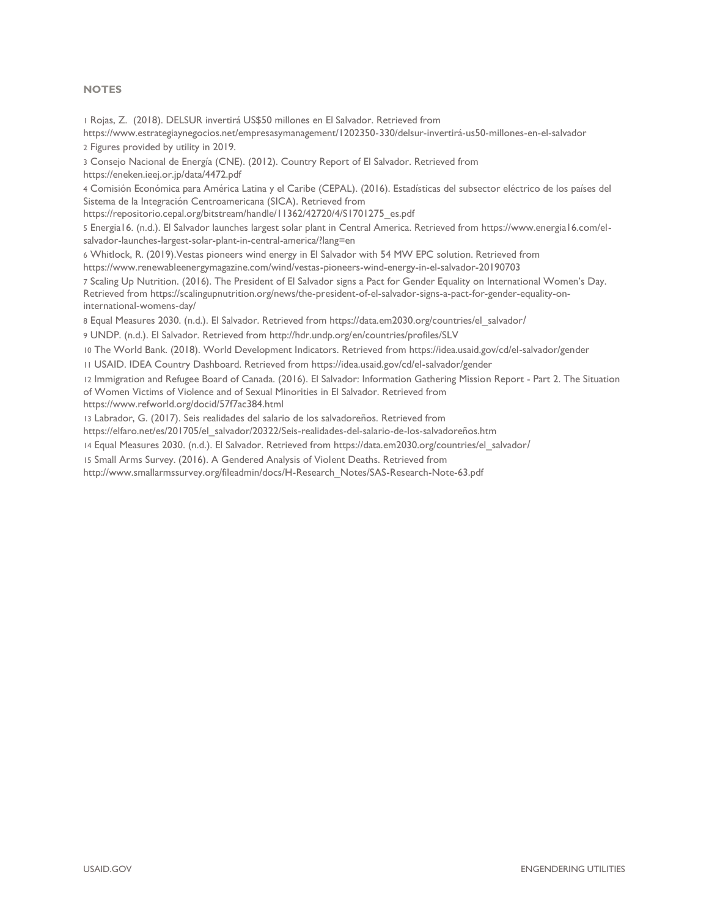**NOTES**

1 Rojas, Z. (2018). DELSUR invertirá US$50 millones en El Salvador. Retrieved from https://www.estrategiaynegocios.net/empresasymanagement/1202350-330/delsur-invertirá-us50-millones-en-el-salvador

2 Figures provided by utility in 2019.

3 Consejo Nacional de Energía (CNE). (2012). Country Report of El Salvador. Retrieved from https://eneken.ieej.or.jp/data/4472.pdf

4 Comisión Económica para América Latina y el Caribe (CEPAL). (2016). Estadísticas del subsector eléctrico de los países del Sistema de la Integración Centroamericana (SICA). Retrieved from https://repositorio.cepal.org/bitstream/handle/11362/42720/4/S1701275_es.pdf

5 Energia16. (n.d.). El Salvador launches largest solar plant in Central America. Retrieved from https://www.energia16.com/el-salvador-launches-largest-solar-plant-in-central-america/?lang=en

6 Whitlock, R. (2019).Vestas pioneers wind energy in El Salvador with 54 MW EPC solution. Retrieved from https://www.renewableenergymagazine.com/wind/vestas-pioneers-wind-energy-in-el-salvador-20190703

7 Scaling Up Nutrition. (2016). The President of El Salvador signs a Pact for Gender Equality on International Women's Day. Retrieved from https://scalingupnutrition.org/news/the-president-of-el-salvador-signs-a-pact-for-gender-equality-on-international-womens-day/

8 Equal Measures 2030. (n.d.). El Salvador. Retrieved from https://data.em2030.org/countries/el_salvador/

9 UNDP. (n.d.). El Salvador. Retrieved from http://hdr.undp.org/en/countries/profiles/SLV

10 The World Bank. (2018). World Development Indicators. Retrieved from https://idea.usaid.gov/cd/el-salvador/gender

11 USAID. IDEA Country Dashboard. Retrieved from https://idea.usaid.gov/cd/el-salvador/gender

12 Immigration and Refugee Board of Canada. (2016). El Salvador: Information Gathering Mission Report - Part 2. The Situation of Women Victims of Violence and of Sexual Minorities in El Salvador. Retrieved from https://www.refworld.org/docid/57f7ac384.html

13 Labrador, G. (2017). Seis realidades del salario de los salvadoreños. Retrieved from https://elfaro.net/es/201705/el_salvador/20322/Seis-realidades-del-salario-de-los-salvadoreños.htm

14 Equal Measures 2030. (n.d.). El Salvador. Retrieved from https://data.em2030.org/countries/el_salvador/

15 Small Arms Survey. (2016). A Gendered Analysis of Violent Deaths. Retrieved from http://www.smallarmssurvey.org/fileadmin/docs/H-Research_Notes/SAS-Research-Note-63.pdf